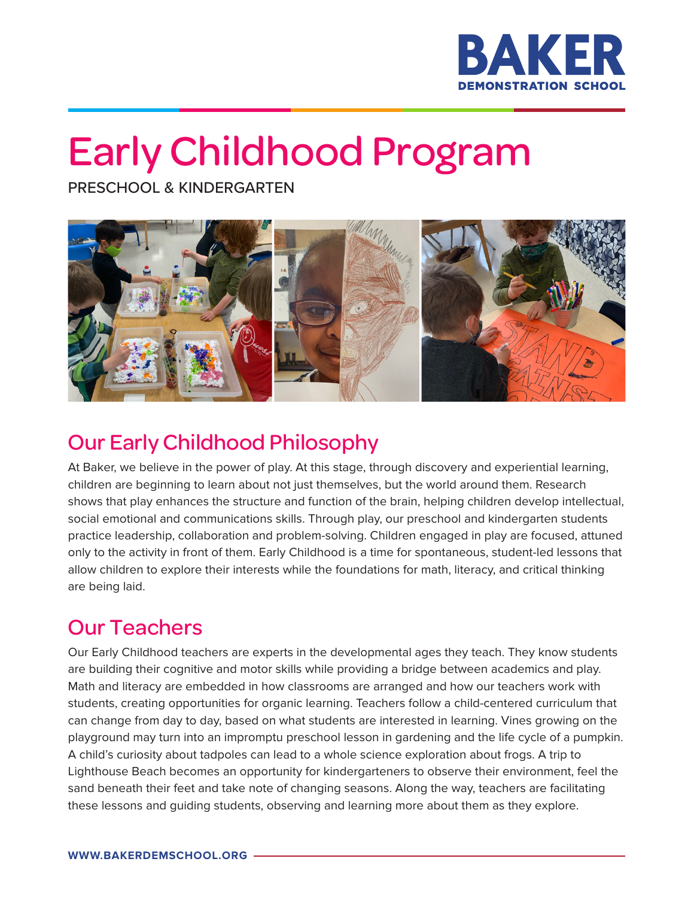BAKER DEMONSTRATION SCHOOL

# Early Childhood Program

PRESCHOOL & KINDERGARTEN

## Our Early Childhood Philosophy

At Baker, we believe in the power of play. At this stage, through discovery and experiential learning, children are beginning to learn about not just themselves, but the world around them. Research shows that play enhances the structure and function of the brain, helping children develop intellectual, social emotional and communications skills. Through play, our preschool and kindergarten students practice leadership, collaboration and problem-solving. Children engaged in play are focused, attuned only to the activity in front of them. Early Childhood is a time for spontaneous, student-led lessons that allow children to explore their interests while the foundations for math, literacy, and critical thinking are being laid.

## Our Teachers

Our Early Childhood teachers are experts in the developmental ages they teach. They know students are building their cognitive and motor skills while providing a bridge between academics and play. Math and literacy are embedded in how classrooms are arranged and how our teachers work with students, creating opportunities for organic learning. Teachers follow a child-centered curriculum that can change from day to day, based on what students are interested in learning. Vines growing on the playground may turn into an impromptu preschool lesson in gardening and the life cycle of a pumpkin. A child's curiosity about tadpoles can lead to a whole science exploration about frogs. A trip to Lighthouse Beach becomes an opportunity for kindergarteners to observe their environment, feel the sand beneath their feet and take note of changing seasons. Along the way, teachers are facilitating these lessons and guiding students, observing and learning more about them as they explore.

WWW.BAKERDEMSCHOOL.ORG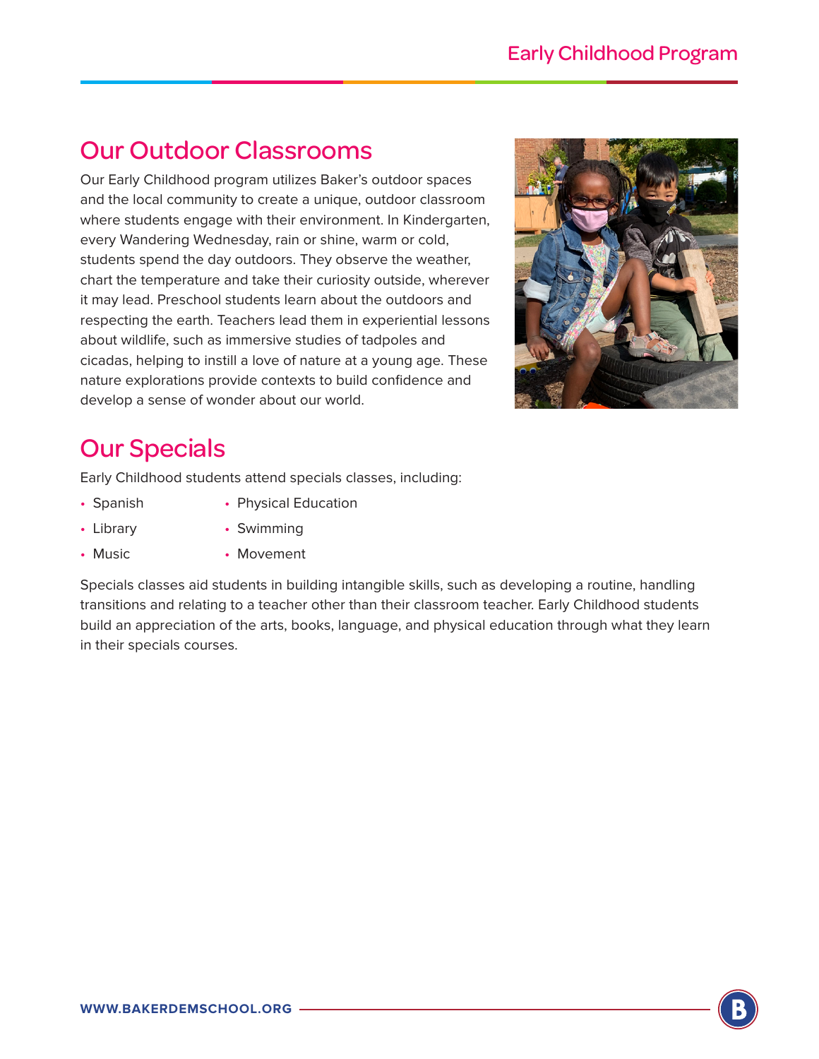## Our Outdoor Classrooms

Our Early Childhood program utilizes Baker's outdoor spaces and the local community to create a unique, outdoor classroom where students engage with their environment. In Kindergarten, every Wandering Wednesday, rain or shine, warm or cold, students spend the day outdoors. They observe the weather, chart the temperature and take their curiosity outside, wherever it may lead. Preschool students learn about the outdoors and respecting the earth. Teachers lead them in experiential lessons about wildlife, such as immersive studies of tadpoles and cicadas, helping to instill a love of nature at a young age. These nature explorations provide contexts to build confidence and develop a sense of wonder about our world.

## Our Specials

Early Childhood students attend specials classes, including:

- Spanish
- Library
- Music
- Physical Education
- Swimming
- Movement

Specials classes aid students in building intangible skills, such as developing a routine, handling transitions and relating to a teacher other than their classroom teacher. Early Childhood students build an appreciation of the arts, books, language, and physical education through what they learn in their specials courses.